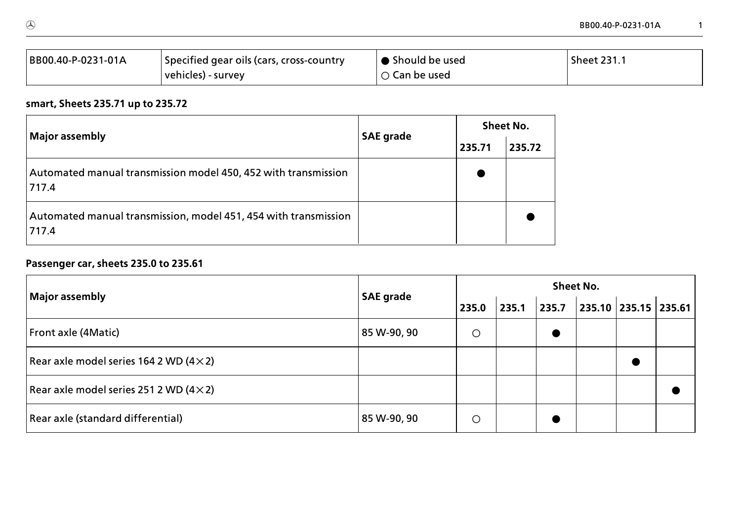| BB00.40-P-0231-01A | Specified gear oils (cars, cross-country vehicles) - survey | ● Should be used<br>○ Can be used | Sheet 231.1 |
| --- | --- | --- | --- |

**smart, Sheets 235.71 up to 235.72**

| Major assembly | SAE grade | Sheet No. | |
| --- | --- | --- | --- |
| | | 235.71 | 235.72 |
| Automated manual transmission model 450, 452 with transmission 717.4 | | ● | |
| Automated manual transmission, model 451, 454 with transmission 717.4 | | | ● |

**Passenger car, sheets 235.0 to 235.61**

| Major assembly | SAE grade | Sheet No. | | | | | |
| --- | --- | --- | --- | --- | --- | --- | --- |
| | | 235.0 | 235.1 | 235.7 | 235.10 | 235.15 | 235.61 |
| Front axle (4Matic) | 85 W-90, 90 | ○ | | ● | | | |
| Rear axle model series 164 2 WD (4×2) | | | | | | ● | |
| Rear axle model series 251 2 WD (4×2) | | | | | | | ● |
| Rear axle (standard differential) | 85 W-90, 90 | ○ | | ● | | | |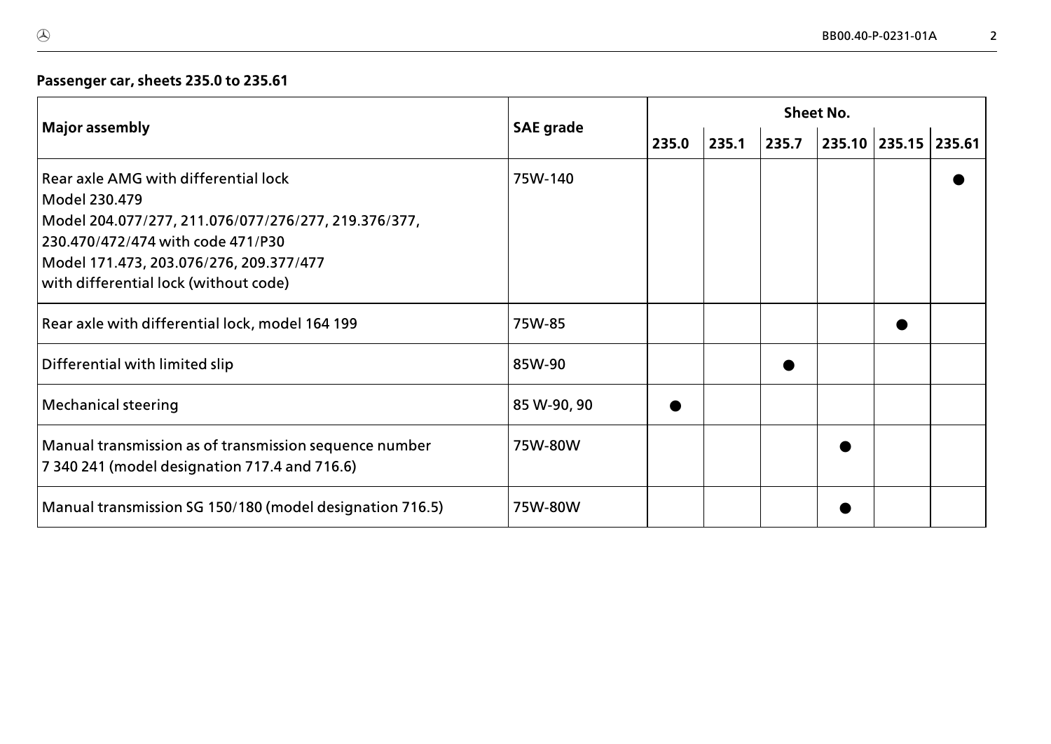**Passenger car, sheets 235.0 to 235.61**

| Major assembly | SAE grade | Sheet No. | | | | | |
|---|---|---|---|---|---|---|---|
| | | 235.0 | 235.1 | 235.7 | 235.10 | 235.15 | 235.61 |
| Rear axle AMG with differential lock<br>Model 230.479<br>Model 204.077/277, 211.076/077/276/277, 219.376/377, 230.470/472/474 with code 471/P30<br>Model 171.473, 203.076/276, 209.377/477 with differential lock (without code) | 75W-140 | | | | | | ● |
| Rear axle with differential lock, model 164 199 | 75W-85 | | | | | ● | |
| Differential with limited slip | 85W-90 | | | ● | | | |
| Mechanical steering | 85 W-90, 90 | ● | | | | | |
| Manual transmission as of transmission sequence number 7 340 241 (model designation 717.4 and 716.6) | 75W-80W | | | | ● | | |
| Manual transmission SG 150/180 (model designation 716.5) | 75W-80W | | | | ● | | |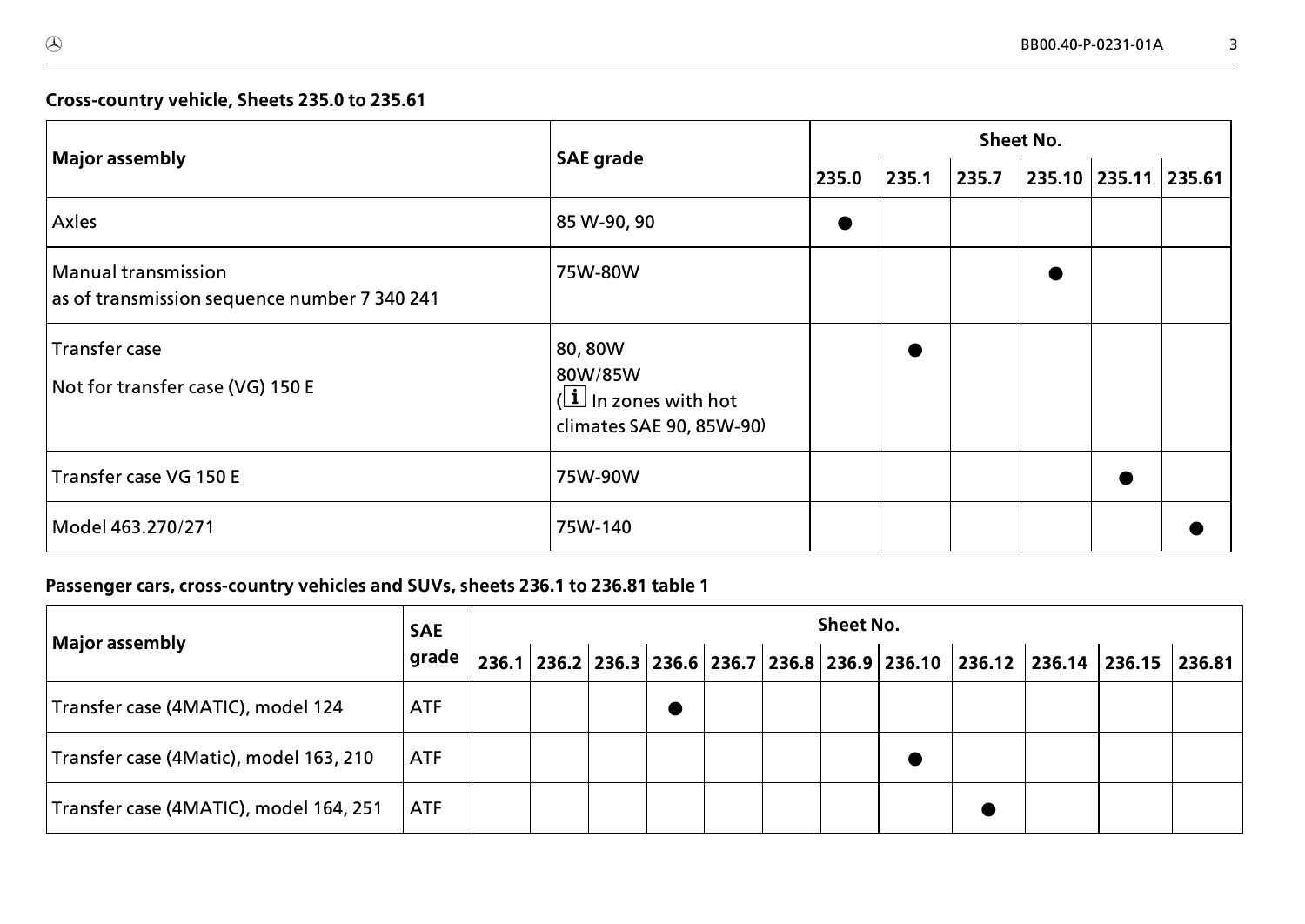**Cross-country vehicle, Sheets 235.0 to 235.61**

| Major assembly | SAE grade | Sheet No. | | | | | |
|---|---|---|---|---|---|---|---|
| | | 235.0 | 235.1 | 235.7 | 235.10 | 235.11 | 235.61 |
| Axles | 85 W-90, 90 | ● | | | | | |
| Manual transmission<br>as of transmission sequence number 7 340 241 | 75W-80W | | | | ● | | |
| Transfer case<br>Not for transfer case (VG) 150 E | 80, 80W<br>80W/85W<br>(i In zones with hot climates SAE 90, 85W-90) | | ● | | | | |
| Transfer case VG 150 E | 75W-90W | | | | | ● | |
| Model 463.270/271 | 75W-140 | | | | | | ● |

**Passenger cars, cross-country vehicles and SUVs, sheets 236.1 to 236.81 table 1**

| Major assembly | SAE grade | Sheet No. | | | | | | | | | | | |
|---|---|---|---|---|---|---|---|---|---|---|---|---|---|
| | | 236.1 | 236.2 | 236.3 | 236.6 | 236.7 | 236.8 | 236.9 | 236.10 | 236.12 | 236.14 | 236.15 | 236.81 |
| Transfer case (4MATIC), model 124 | ATF | | | | ● | | | | | | | | |
| Transfer case (4Matic), model 163, 210 | ATF | | | | | | | | ● | | | | |
| Transfer case (4MATIC), model 164, 251 | ATF | | | | | | | | | ● | | | |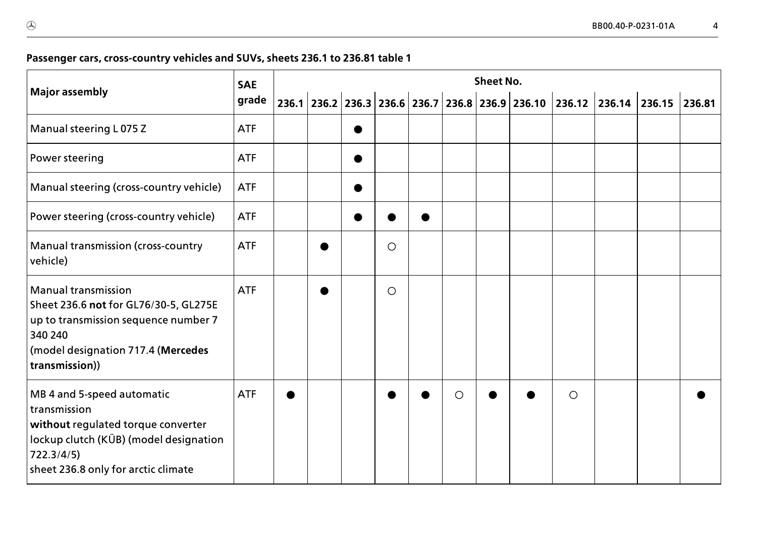**Passenger cars, cross-country vehicles and SUVs, sheets 236.1 to 236.81 table 1**

| Major assembly | SAE grade | Sheet No. | | | | | | | | | | | |
|---|---|---|---|---|---|---|---|---|---|---|---|---|---|
| | | 236.1 | 236.2 | 236.3 | 236.6 | 236.7 | 236.8 | 236.9 | 236.10 | 236.12 | 236.14 | 236.15 | 236.81 |
| Manual steering L 075 Z | ATF | | | ● | | | | | | | | | |
| Power steering | ATF | | | ● | | | | | | | | | |
| Manual steering (cross-country vehicle) | ATF | | | ● | | | | | | | | | |
| Power steering (cross-country vehicle) | ATF | | | ● | ● | ● | | | | | | | |
| Manual transmission (cross-country vehicle) | ATF | | ● | | ○ | | | | | | | | |
| Manual transmission<br>Sheet 236.6 **not** for GL76/30-5, GL275E up to transmission sequence number 7 340 240<br>(model designation 717.4 (**Mercedes transmission**)) | ATF | | ● | | ○ | | | | | | | | |
| MB 4 and 5-speed automatic transmission<br>**without** regulated torque converter lockup clutch (KÜB) (model designation 722.3/4/5)<br>sheet 236.8 only for arctic climate | ATF | ● | | | ● | ● | ○ | ● | ● | ○ | | | ● |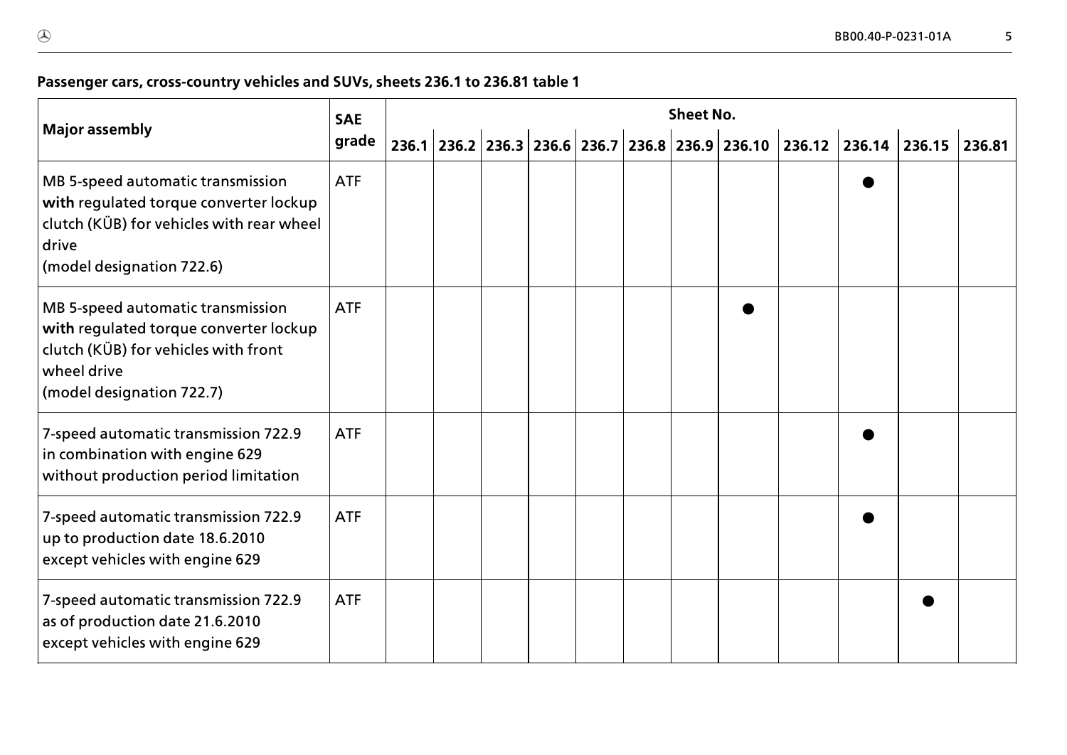**Passenger cars, cross-country vehicles and SUVs, sheets 236.1 to 236.81 table 1**

| Major assembly | SAE grade | Sheet No. | | | | | | | | | | | |
|---|---|---|---|---|---|---|---|---|---|---|---|---|---|
| | | 236.1 | 236.2 | 236.3 | 236.6 | 236.7 | 236.8 | 236.9 | 236.10 | 236.12 | 236.14 | 236.15 | 236.81 |
| MB 5-speed automatic transmission **with** regulated torque converter lockup clutch (KÜB) for vehicles with rear wheel drive (model designation 722.6) | ATF | | | | | | | | | | ● | | |
| MB 5-speed automatic transmission **with** regulated torque converter lockup clutch (KÜB) for vehicles with front wheel drive (model designation 722.7) | ATF | | | | | | | | ● | | | | |
| 7-speed automatic transmission 722.9 in combination with engine 629 without production period limitation | ATF | | | | | | | | | | ● | | |
| 7-speed automatic transmission 722.9 up to production date 18.6.2010 except vehicles with engine 629 | ATF | | | | | | | | | | ● | | |
| 7-speed automatic transmission 722.9 as of production date 21.6.2010 except vehicles with engine 629 | ATF | | | | | | | | | | | ● | |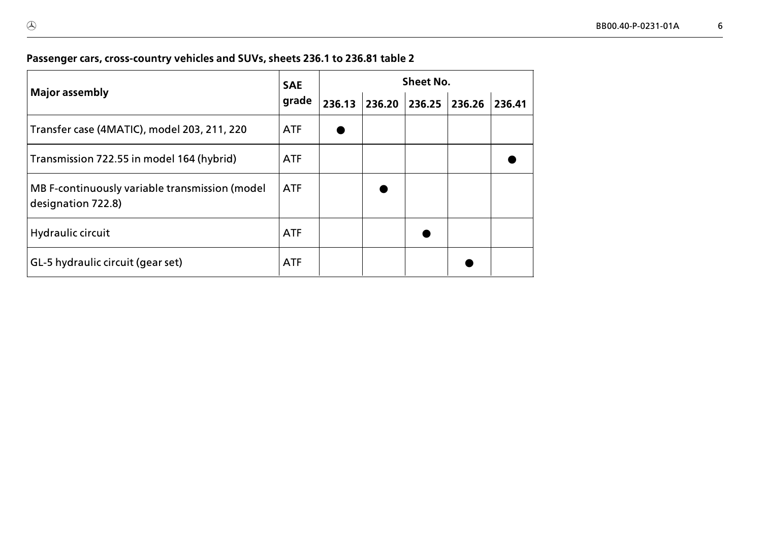**Passenger cars, cross-country vehicles and SUVs, sheets 236.1 to 236.81 table 2**

| Major assembly | SAE grade | Sheet No. | | | | |
|---|---|---|---|---|---|---|
| | | 236.13 | 236.20 | 236.25 | 236.26 | 236.41 |
| Transfer case (4MATIC), model 203, 211, 220 | ATF | ● | | | | |
| Transmission 722.55 in model 164 (hybrid) | ATF | | | | | ● |
| MB F-continuously variable transmission (model designation 722.8) | ATF | | ● | | | |
| Hydraulic circuit | ATF | | | ● | | |
| GL-5 hydraulic circuit (gear set) | ATF | | | | ● | |